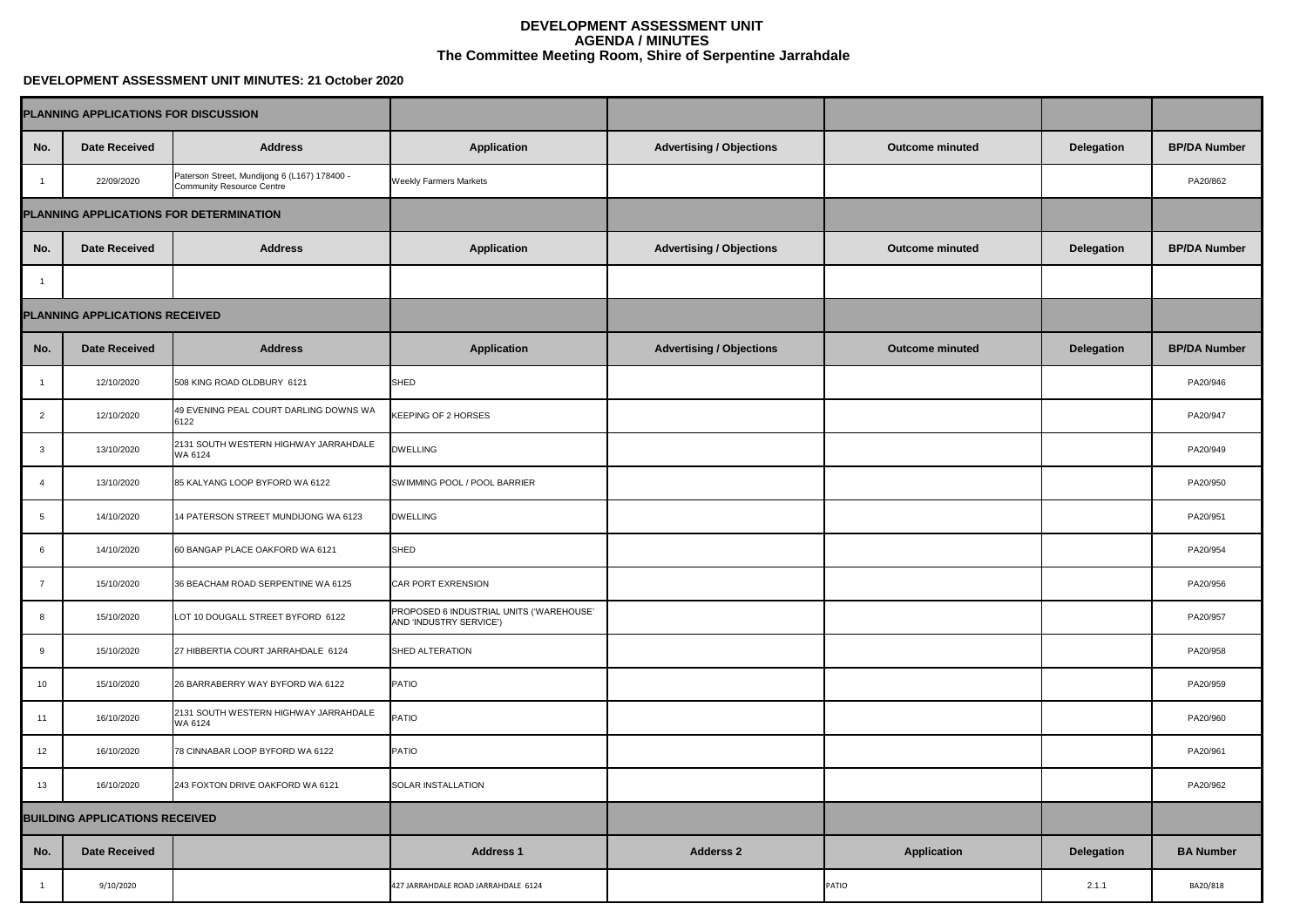# DEVELOPMENT ASSESSMENT UNIT
## AGENDA / MINUTES
## The Committee Meeting Room, Shire of Serpentine Jarrahdale

**DEVELOPMENT ASSESSMENT UNIT MINUTES: 21 October 2020**

| **PLANNING APPLICATIONS FOR DISCUSSION** | | | | | | | |
|---|---|---|---|---|---|---|---|
| **No.** | **Date Received** | **Address** | **Application** | **Advertising / Objections** | **Outcome minuted** | **Delegation** | **BP/DA Number** |
| 1 | 22/09/2020 | Paterson Street, Mundijong 6 (L167) 178400 - Community Resource Centre | Weekly Farmers Markets | | | | PA20/862 |
| **PLANNING APPLICATIONS FOR DETERMINATION** | | | | | | | |
| **No.** | **Date Received** | **Address** | **Application** | **Advertising / Objections** | **Outcome minuted** | **Delegation** | **BP/DA Number** |
| 1 | | | | | | | |
| **PLANNING APPLICATIONS RECEIVED** | | | | | | | |
| **No.** | **Date Received** | **Address** | **Application** | **Advertising / Objections** | **Outcome minuted** | **Delegation** | **BP/DA Number** |
| 1 | 12/10/2020 | 508 KING ROAD OLDBURY 6121 | SHED | | | | PA20/946 |
| 2 | 12/10/2020 | 49 EVENING PEAL COURT DARLING DOWNS WA 6122 | KEEPING OF 2 HORSES | | | | PA20/947 |
| 3 | 13/10/2020 | 2131 SOUTH WESTERN HIGHWAY JARRAHDALE WA 6124 | DWELLING | | | | PA20/949 |
| 4 | 13/10/2020 | 85 KALYANG LOOP BYFORD WA 6122 | SWIMMING POOL / POOL BARRIER | | | | PA20/950 |
| 5 | 14/10/2020 | 14 PATERSON STREET MUNDIJONG WA 6123 | DWELLING | | | | PA20/951 |
| 6 | 14/10/2020 | 60 BANGAP PLACE OAKFORD WA 6121 | SHED | | | | PA20/954 |
| 7 | 15/10/2020 | 36 BEACHAM ROAD SERPENTINE WA 6125 | CAR PORT EXRENSION | | | | PA20/956 |
| 8 | 15/10/2020 | LOT 10 DOUGALL STREET BYFORD 6122 | PROPOSED 6 INDUSTRIAL UNITS ('WAREHOUSE' AND 'INDUSTRY SERVICE') | | | | PA20/957 |
| 9 | 15/10/2020 | 27 HIBBERTIA COURT JARRAHDALE 6124 | SHED ALTERATION | | | | PA20/958 |
| 10 | 15/10/2020 | 26 BARRABERRY WAY BYFORD WA 6122 | PATIO | | | | PA20/959 |
| 11 | 16/10/2020 | 2131 SOUTH WESTERN HIGHWAY JARRAHDALE WA 6124 | PATIO | | | | PA20/960 |
| 12 | 16/10/2020 | 78 CINNABAR LOOP BYFORD WA 6122 | PATIO | | | | PA20/961 |
| 13 | 16/10/2020 | 243 FOXTON DRIVE OAKFORD WA 6121 | SOLAR INSTALLATION | | | | PA20/962 |
| **BUILDING APPLICATIONS RECEIVED** | | | | | | | |
| **No.** | **Date Received** | | **Address 1** | **Adderss 2** | **Application** | **Delegation** | **BA Number** |
| 1 | 9/10/2020 | | 427 JARRAHDALE ROAD JARRAHDALE 6124 | | PATIO | 2.1.1 | BA20/818 |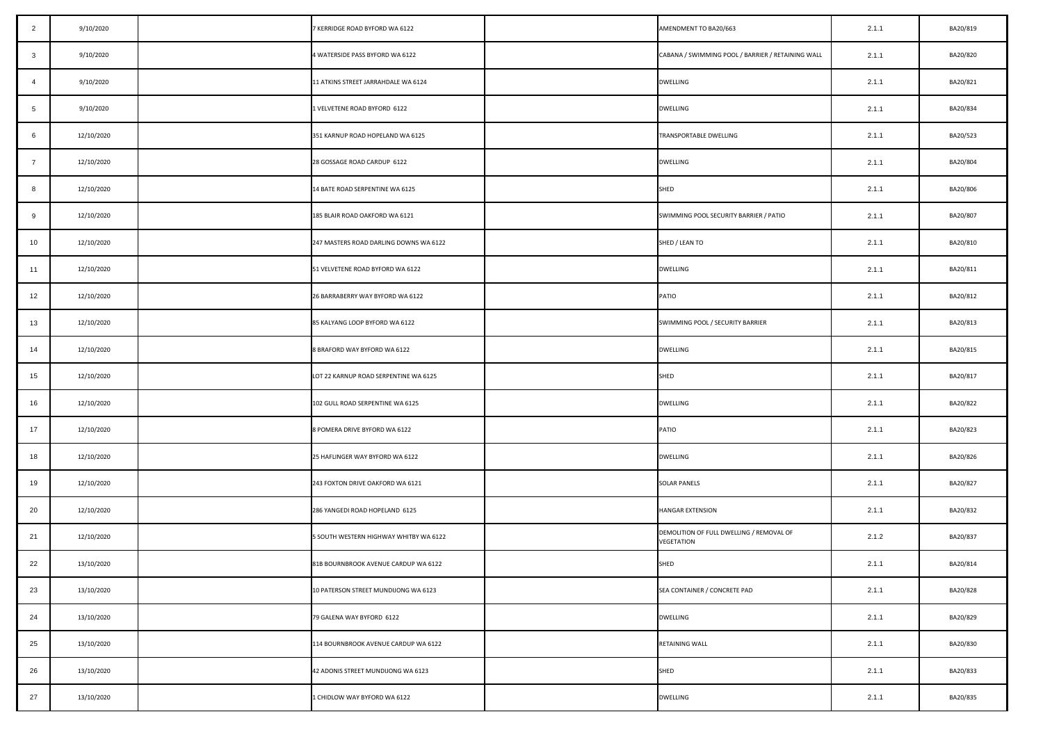| | | | | | | | |
|---|---|---|---|---|---|---|---|
| 2 | 9/10/2020 | | 7 KERRIDGE ROAD BYFORD WA 6122 | | AMENDMENT TO BA20/663 | 2.1.1 | BA20/819 |
| 3 | 9/10/2020 | | 4 WATERSIDE PASS BYFORD WA 6122 | | CABANA / SWIMMING POOL / BARRIER / RETAINING WALL | 2.1.1 | BA20/820 |
| 4 | 9/10/2020 | | 11 ATKINS STREET JARRAHDALE WA 6124 | | DWELLING | 2.1.1 | BA20/821 |
| 5 | 9/10/2020 | | 1 VELVETENE ROAD BYFORD 6122 | | DWELLING | 2.1.1 | BA20/834 |
| 6 | 12/10/2020 | | 351 KARNUP ROAD HOPELAND WA 6125 | | TRANSPORTABLE DWELLING | 2.1.1 | BA20/523 |
| 7 | 12/10/2020 | | 28 GOSSAGE ROAD CARDUP 6122 | | DWELLING | 2.1.1 | BA20/804 |
| 8 | 12/10/2020 | | 14 BATE ROAD SERPENTINE WA 6125 | | SHED | 2.1.1 | BA20/806 |
| 9 | 12/10/2020 | | 185 BLAIR ROAD OAKFORD WA 6121 | | SWIMMING POOL SECURITY BARRIER / PATIO | 2.1.1 | BA20/807 |
| 10 | 12/10/2020 | | 247 MASTERS ROAD DARLING DOWNS WA 6122 | | SHED / LEAN TO | 2.1.1 | BA20/810 |
| 11 | 12/10/2020 | | 51 VELVETENE ROAD BYFORD WA 6122 | | DWELLING | 2.1.1 | BA20/811 |
| 12 | 12/10/2020 | | 26 BARRABERRY WAY BYFORD WA 6122 | | PATIO | 2.1.1 | BA20/812 |
| 13 | 12/10/2020 | | 85 KALYANG LOOP BYFORD WA 6122 | | SWIMMING POOL / SECURITY BARRIER | 2.1.1 | BA20/813 |
| 14 | 12/10/2020 | | 8 BRAFORD WAY BYFORD WA 6122 | | DWELLING | 2.1.1 | BA20/815 |
| 15 | 12/10/2020 | | LOT 22 KARNUP ROAD SERPENTINE WA 6125 | | SHED | 2.1.1 | BA20/817 |
| 16 | 12/10/2020 | | 102 GULL ROAD SERPENTINE WA 6125 | | DWELLING | 2.1.1 | BA20/822 |
| 17 | 12/10/2020 | | 8 POMERA DRIVE BYFORD WA 6122 | | PATIO | 2.1.1 | BA20/823 |
| 18 | 12/10/2020 | | 25 HAFLINGER WAY BYFORD WA 6122 | | DWELLING | 2.1.1 | BA20/826 |
| 19 | 12/10/2020 | | 243 FOXTON DRIVE OAKFORD WA 6121 | | SOLAR PANELS | 2.1.1 | BA20/827 |
| 20 | 12/10/2020 | | 286 YANGEDI ROAD HOPELAND 6125 | | HANGAR EXTENSION | 2.1.1 | BA20/832 |
| 21 | 12/10/2020 | | 5 SOUTH WESTERN HIGHWAY WHITBY WA 6122 | | DEMOLITION OF FULL DWELLING / REMOVAL OF VEGETATION | 2.1.2 | BA20/837 |
| 22 | 13/10/2020 | | 81B BOURNBROOK AVENUE CARDUP WA 6122 | | SHED | 2.1.1 | BA20/814 |
| 23 | 13/10/2020 | | 10 PATERSON STREET MUNDIJONG WA 6123 | | SEA CONTAINER / CONCRETE PAD | 2.1.1 | BA20/828 |
| 24 | 13/10/2020 | | 79 GALENA WAY BYFORD 6122 | | DWELLING | 2.1.1 | BA20/829 |
| 25 | 13/10/2020 | | 114 BOURNBROOK AVENUE CARDUP WA 6122 | | RETAINING WALL | 2.1.1 | BA20/830 |
| 26 | 13/10/2020 | | 42 ADONIS STREET MUNDIJONG WA 6123 | | SHED | 2.1.1 | BA20/833 |
| 27 | 13/10/2020 | | 1 CHIDLOW WAY BYFORD WA 6122 | | DWELLING | 2.1.1 | BA20/835 |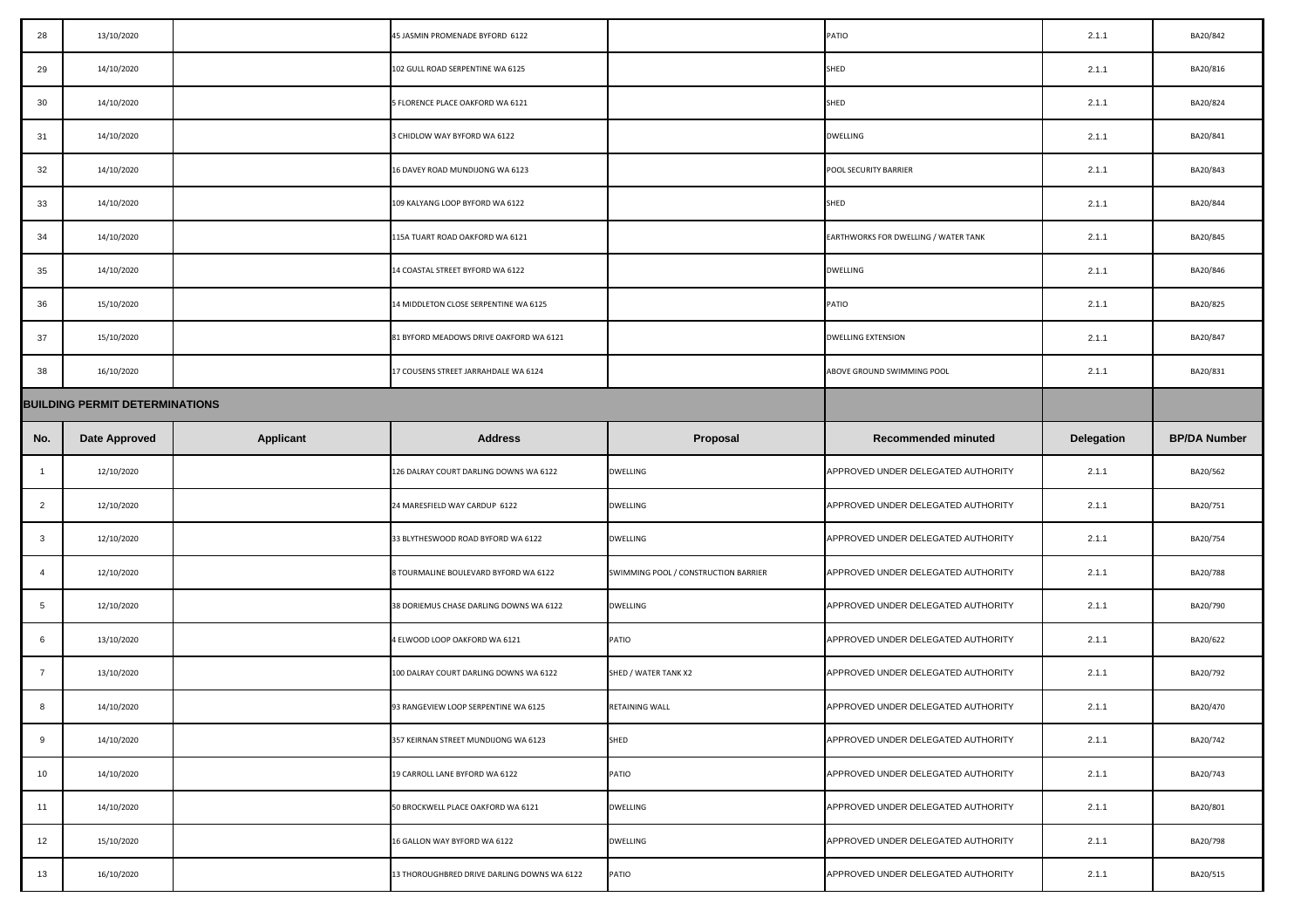| No. | Date Approved | Applicant | Address | Proposal | Recommended minuted | Delegation | BP/DA Number |
|---|---|---|---|---|---|---|---|
| 28 | 13/10/2020 | | 45 JASMIN PROMENADE BYFORD 6122 | | PATIO | 2.1.1 | BA20/842 |
| 29 | 14/10/2020 | | 102 GULL ROAD SERPENTINE WA 6125 | | SHED | 2.1.1 | BA20/816 |
| 30 | 14/10/2020 | | 5 FLORENCE PLACE OAKFORD WA 6121 | | SHED | 2.1.1 | BA20/824 |
| 31 | 14/10/2020 | | 3 CHIDLOW WAY BYFORD WA 6122 | | DWELLING | 2.1.1 | BA20/841 |
| 32 | 14/10/2020 | | 16 DAVEY ROAD MUNDIJONG WA 6123 | | POOL SECURITY BARRIER | 2.1.1 | BA20/843 |
| 33 | 14/10/2020 | | 109 KALYANG LOOP BYFORD WA 6122 | | SHED | 2.1.1 | BA20/844 |
| 34 | 14/10/2020 | | 115A TUART ROAD OAKFORD WA 6121 | | EARTHWORKS FOR DWELLING / WATER TANK | 2.1.1 | BA20/845 |
| 35 | 14/10/2020 | | 14 COASTAL STREET BYFORD WA 6122 | | DWELLING | 2.1.1 | BA20/846 |
| 36 | 15/10/2020 | | 14 MIDDLETON CLOSE SERPENTINE WA 6125 | | PATIO | 2.1.1 | BA20/825 |
| 37 | 15/10/2020 | | 81 BYFORD MEADOWS DRIVE OAKFORD WA 6121 | | DWELLING EXTENSION | 2.1.1 | BA20/847 |
| 38 | 16/10/2020 | | 17 COUSENS STREET JARRAHDALE WA 6124 | | ABOVE GROUND SWIMMING POOL | 2.1.1 | BA20/831 |

## BUILDING PERMIT DETERMINATIONS

| No. | Date Approved | Applicant | Address | Proposal | Recommended minuted | Delegation | BP/DA Number |
|---|---|---|---|---|---|---|---|
| 1 | 12/10/2020 | | 126 DALRAY COURT DARLING DOWNS WA 6122 | DWELLING | APPROVED UNDER DELEGATED AUTHORITY | 2.1.1 | BA20/562 |
| 2 | 12/10/2020 | | 24 MARESFIELD WAY CARDUP 6122 | DWELLING | APPROVED UNDER DELEGATED AUTHORITY | 2.1.1 | BA20/751 |
| 3 | 12/10/2020 | | 33 BLYTHESWOOD ROAD BYFORD WA 6122 | DWELLING | APPROVED UNDER DELEGATED AUTHORITY | 2.1.1 | BA20/754 |
| 4 | 12/10/2020 | | 8 TOURMALINE BOULEVARD BYFORD WA 6122 | SWIMMING POOL / CONSTRUCTION BARRIER | APPROVED UNDER DELEGATED AUTHORITY | 2.1.1 | BA20/788 |
| 5 | 12/10/2020 | | 38 DORIEMUS CHASE DARLING DOWNS WA 6122 | DWELLING | APPROVED UNDER DELEGATED AUTHORITY | 2.1.1 | BA20/790 |
| 6 | 13/10/2020 | | 4 ELWOOD LOOP OAKFORD WA 6121 | PATIO | APPROVED UNDER DELEGATED AUTHORITY | 2.1.1 | BA20/622 |
| 7 | 13/10/2020 | | 100 DALRAY COURT DARLING DOWNS WA 6122 | SHED / WATER TANK X2 | APPROVED UNDER DELEGATED AUTHORITY | 2.1.1 | BA20/792 |
| 8 | 14/10/2020 | | 93 RANGEVIEW LOOP SERPENTINE WA 6125 | RETAINING WALL | APPROVED UNDER DELEGATED AUTHORITY | 2.1.1 | BA20/470 |
| 9 | 14/10/2020 | | 357 KEIRNAN STREET MUNDIJONG WA 6123 | SHED | APPROVED UNDER DELEGATED AUTHORITY | 2.1.1 | BA20/742 |
| 10 | 14/10/2020 | | 19 CARROLL LANE BYFORD WA 6122 | PATIO | APPROVED UNDER DELEGATED AUTHORITY | 2.1.1 | BA20/743 |
| 11 | 14/10/2020 | | 50 BROCKWELL PLACE OAKFORD WA 6121 | DWELLING | APPROVED UNDER DELEGATED AUTHORITY | 2.1.1 | BA20/801 |
| 12 | 15/10/2020 | | 16 GALLON WAY BYFORD WA 6122 | DWELLING | APPROVED UNDER DELEGATED AUTHORITY | 2.1.1 | BA20/798 |
| 13 | 16/10/2020 | | 13 THOROUGHBRED DRIVE DARLING DOWNS WA 6122 | PATIO | APPROVED UNDER DELEGATED AUTHORITY | 2.1.1 | BA20/515 |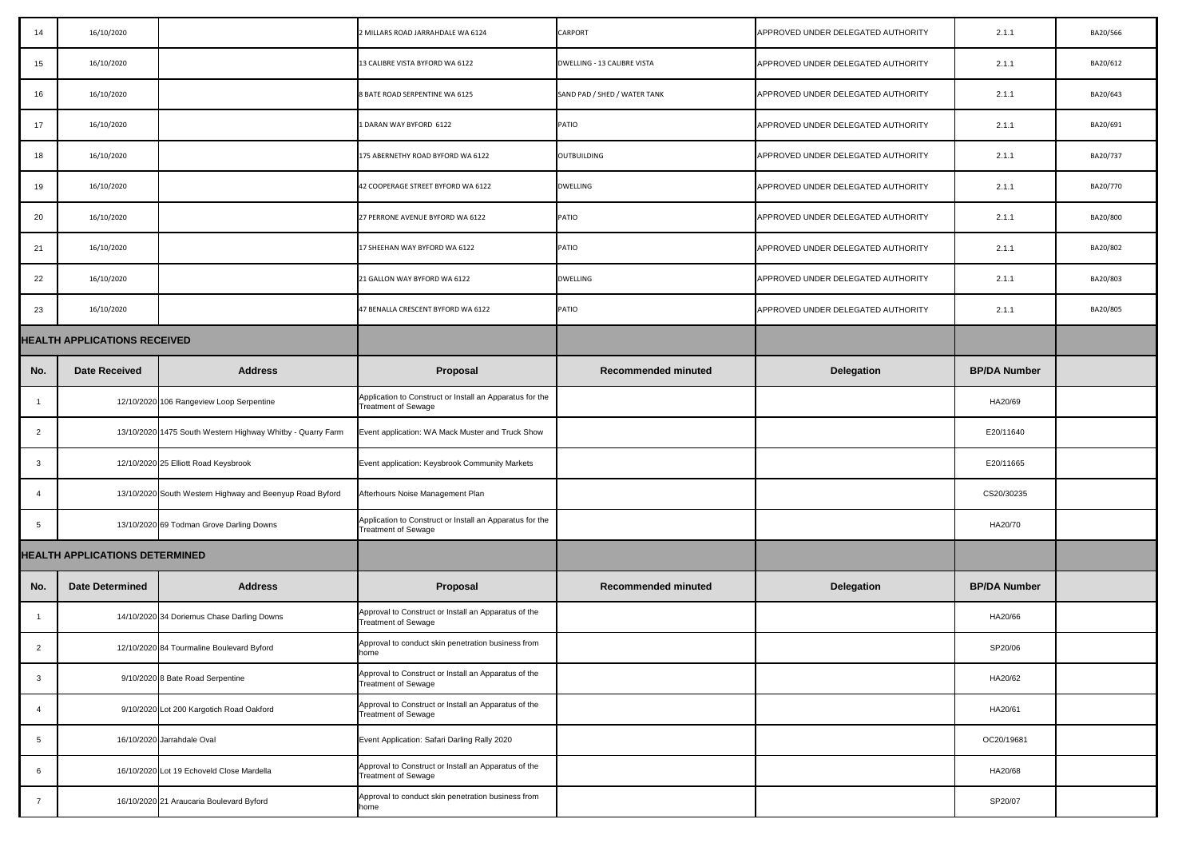| | | | | | | | |
|---|---|---|---|---|---|---|---|
| 14 | 16/10/2020 | | 2 MILLARS ROAD JARRAHDALE WA 6124 | CARPORT | APPROVED UNDER DELEGATED AUTHORITY | 2.1.1 | BA20/566 |
| 15 | 16/10/2020 | | 13 CALIBRE VISTA BYFORD WA 6122 | DWELLING - 13 CALIBRE VISTA | APPROVED UNDER DELEGATED AUTHORITY | 2.1.1 | BA20/612 |
| 16 | 16/10/2020 | | 8 BATE ROAD SERPENTINE WA 6125 | SAND PAD / SHED / WATER TANK | APPROVED UNDER DELEGATED AUTHORITY | 2.1.1 | BA20/643 |
| 17 | 16/10/2020 | | 1 DARAN WAY BYFORD 6122 | PATIO | APPROVED UNDER DELEGATED AUTHORITY | 2.1.1 | BA20/691 |
| 18 | 16/10/2020 | | 175 ABERNETHY ROAD BYFORD WA 6122 | OUTBUILDING | APPROVED UNDER DELEGATED AUTHORITY | 2.1.1 | BA20/737 |
| 19 | 16/10/2020 | | 42 COOPERAGE STREET BYFORD WA 6122 | DWELLING | APPROVED UNDER DELEGATED AUTHORITY | 2.1.1 | BA20/770 |
| 20 | 16/10/2020 | | 27 PERRONE AVENUE BYFORD WA 6122 | PATIO | APPROVED UNDER DELEGATED AUTHORITY | 2.1.1 | BA20/800 |
| 21 | 16/10/2020 | | 17 SHEEHAN WAY BYFORD WA 6122 | PATIO | APPROVED UNDER DELEGATED AUTHORITY | 2.1.1 | BA20/802 |
| 22 | 16/10/2020 | | 21 GALLON WAY BYFORD WA 6122 | DWELLING | APPROVED UNDER DELEGATED AUTHORITY | 2.1.1 | BA20/803 |
| 23 | 16/10/2020 | | 47 BENALLA CRESCENT BYFORD WA 6122 | PATIO | APPROVED UNDER DELEGATED AUTHORITY | 2.1.1 | BA20/805 |

## HEALTH APPLICATIONS RECEIVED

| No. | Date Received | Address | Proposal | Recommended minuted | Delegation | BP/DA Number | |
|---|---|---|---|---|---|---|---|
| 1 | 12/10/2020 | 106 Rangeview Loop Serpentine | Application to Construct or Install an Apparatus for the Treatment of Sewage | | | HA20/69 | |
| 2 | 13/10/2020 | 1475 South Western Highway Whitby - Quarry Farm | Event application: WA Mack Muster and Truck Show | | | E20/11640 | |
| 3 | 12/10/2020 | 25 Elliott Road Keysbrook | Event application: Keysbrook Community Markets | | | E20/11665 | |
| 4 | 13/10/2020 | South Western Highway and Beenyup Road Byford | Afterhours Noise Management Plan | | | CS20/30235 | |
| 5 | 13/10/2020 | 69 Todman Grove Darling Downs | Application to Construct or Install an Apparatus for the Treatment of Sewage | | | HA20/70 | |

## HEALTH APPLICATIONS DETERMINED

| No. | Date Determined | Address | Proposal | Recommended minuted | Delegation | BP/DA Number | |
|---|---|---|---|---|---|---|---|
| 1 | 14/10/2020 | 34 Doriemus Chase Darling Downs | Approval to Construct or Install an Apparatus of the Treatment of Sewage | | | HA20/66 | |
| 2 | 12/10/2020 | 84 Tourmaline Boulevard Byford | Approval to conduct skin penetration business from home | | | SP20/06 | |
| 3 | 9/10/2020 | 8 Bate Road Serpentine | Approval to Construct or Install an Apparatus of the Treatment of Sewage | | | HA20/62 | |
| 4 | 9/10/2020 | Lot 200 Kargotich Road Oakford | Approval to Construct or Install an Apparatus of the Treatment of Sewage | | | HA20/61 | |
| 5 | 16/10/2020 | Jarrahdale Oval | Event Application: Safari Darling Rally 2020 | | | OC20/19681 | |
| 6 | 16/10/2020 | Lot 19 Echoveld Close Mardella | Approval to Construct or Install an Apparatus of the Treatment of Sewage | | | HA20/68 | |
| 7 | 16/10/2020 | 21 Araucaria Boulevard Byford | Approval to conduct skin penetration business from home | | | SP20/07 | |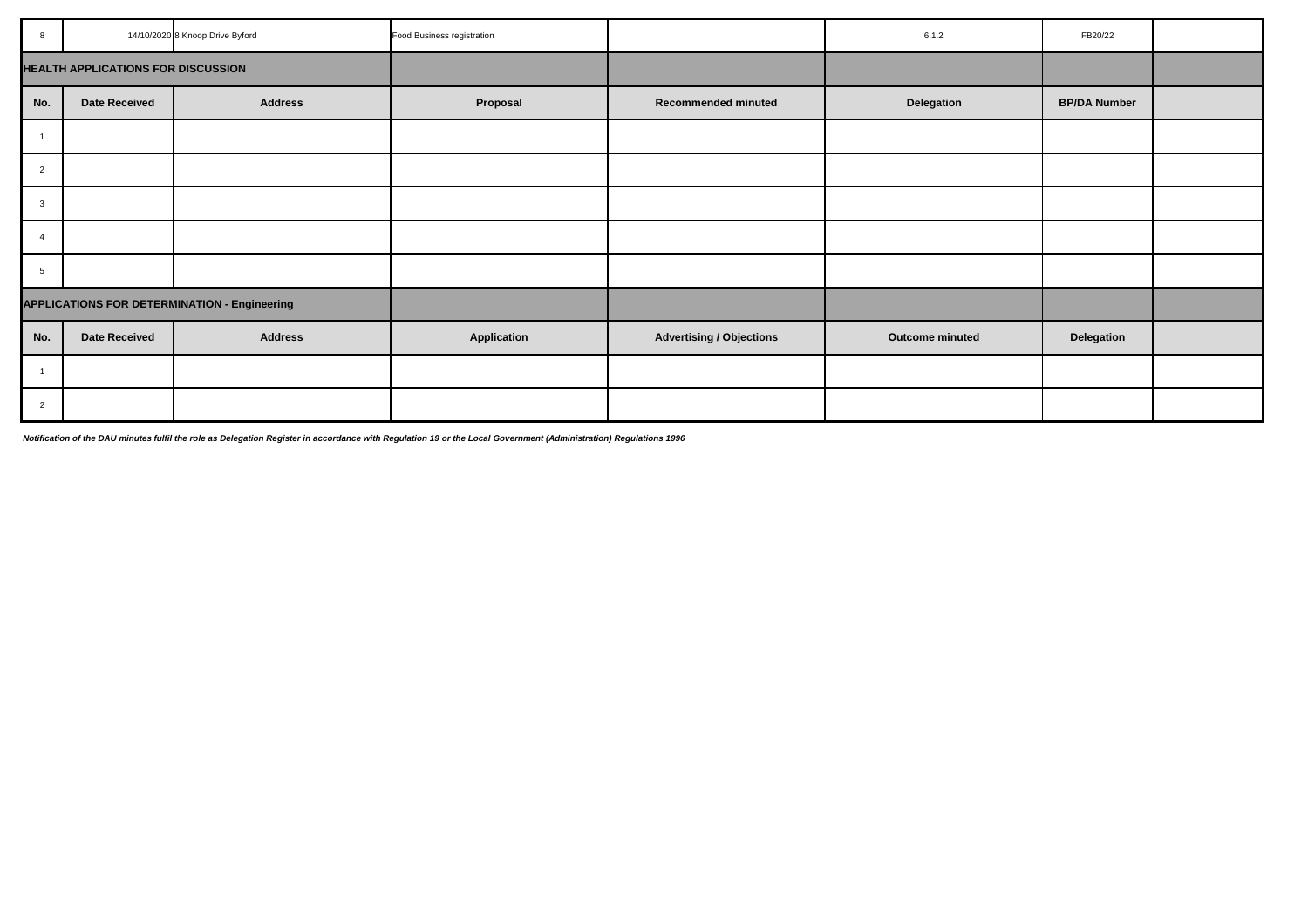| | | | | | | | |
|---|---|---|---|---|---|---|---|
| 8 | 14/10/2020 | 8 Knoop Drive Byford | Food Business registration | | 6.1.2 | FB20/22 | |
| **HEALTH APPLICATIONS FOR DISCUSSION** | | | | | | | |
| **No.** | **Date Received** | **Address** | **Proposal** | **Recommended minuted** | **Delegation** | **BP/DA Number** | |
| 1 | | | | | | | |
| 2 | | | | | | | |
| 3 | | | | | | | |
| 4 | | | | | | | |
| 5 | | | | | | | |
| **APPLICATIONS FOR DETERMINATION - Engineering** | | | | | | | |
| **No.** | **Date Received** | **Address** | **Application** | **Advertising / Objections** | **Outcome minuted** | **Delegation** | |
| 1 | | | | | | | |
| 2 | | | | | | | |

***Notification of the DAU minutes fulfil the role as Delegation Register in accordance with Regulation 19 or the Local Government (Administration) Regulations 1996***